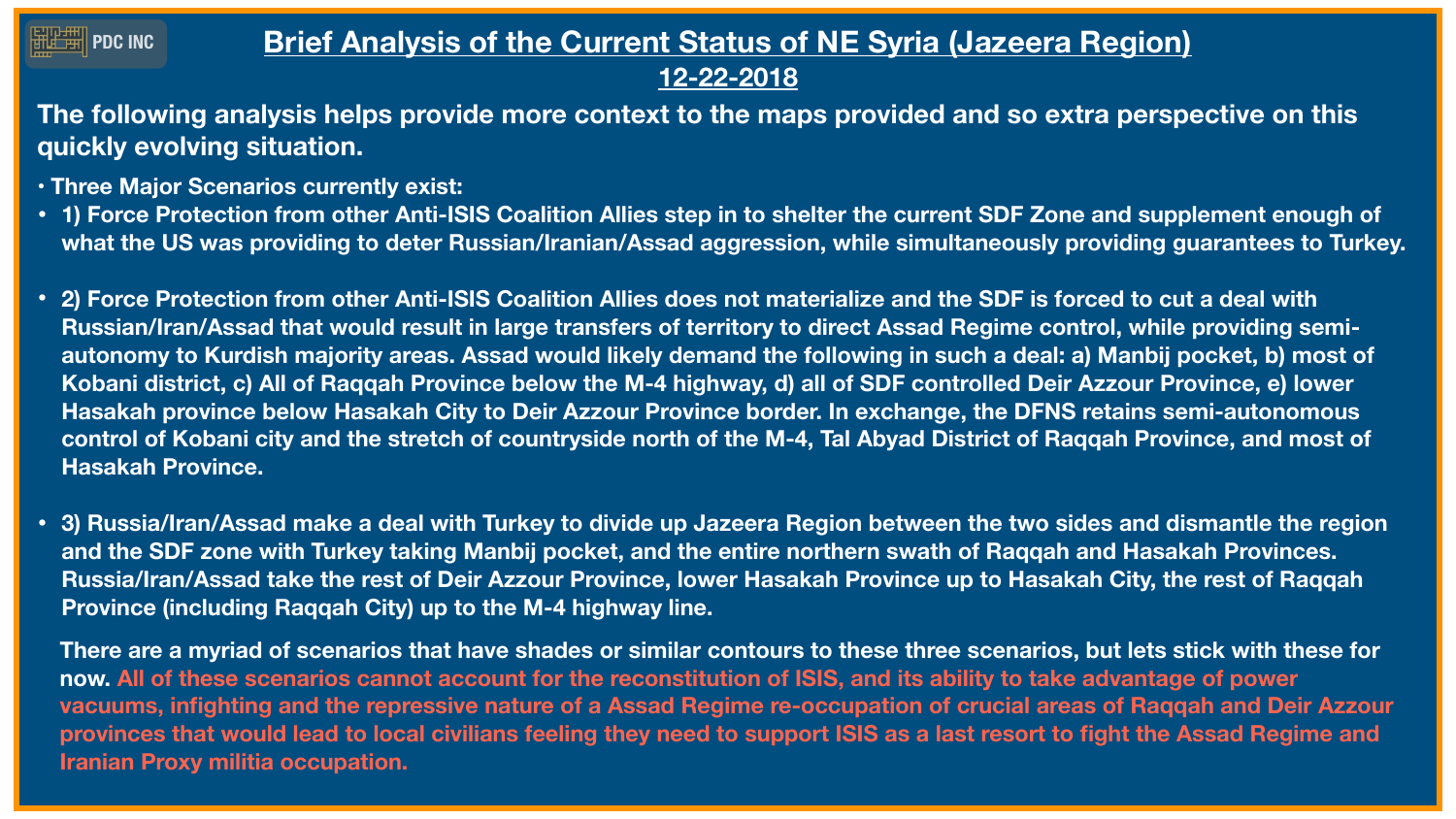PDC INC

# Brief Analysis of the Current Status of NE Syria (Jazeera Region)

## 12-22-2018

**The following analysis helps provide more context to the maps provided and so extra perspective on this quickly evolving situation.**

- **Three Major Scenarios currently exist:**
- **1) Force Protection from other Anti-ISIS Coalition Allies step in to shelter the current SDF Zone and supplement enough of what the US was providing to deter Russian/Iranian/Assad aggression, while simultaneously providing guarantees to Turkey.**
- **2) Force Protection from other Anti-ISIS Coalition Allies does not materialize and the SDF is forced to cut a deal with Russian/Iran/Assad that would result in large transfers of territory to direct Assad Regime control, while providing semi-autonomy to Kurdish majority areas. Assad would likely demand the following in such a deal: a) Manbij pocket, b) most of Kobani district, c) All of Raqqah Province below the M-4 highway, d) all of SDF controlled Deir Azzour Province, e) lower Hasakah province below Hasakah City to Deir Azzour Province border. In exchange, the DFNS retains semi-autonomous control of Kobani city and the stretch of countryside north of the M-4, Tal Abyad District of Raqqah Province, and most of Hasakah Province.**
- **3) Russia/Iran/Assad make a deal with Turkey to divide up Jazeera Region between the two sides and dismantle the region and the SDF zone with Turkey taking Manbij pocket, and the entire northern swath of Raqqah and Hasakah Provinces. Russia/Iran/Assad take the rest of Deir Azzour Province, lower Hasakah Province up to Hasakah City, the rest of Raqqah Province (including Raqqah City) up to the M-4 highway line.**

**There are a myriad of scenarios that have shades or similar contours to these three scenarios, but lets stick with these for now. All of these scenarios cannot account for the reconstitution of ISIS, and its ability to take advantage of power vacuums, infighting and the repressive nature of a Assad Regime re-occupation of crucial areas of Raqqah and Deir Azzour provinces that would lead to local civilians feeling they need to support ISIS as a last resort to fight the Assad Regime and Iranian Proxy militia occupation.**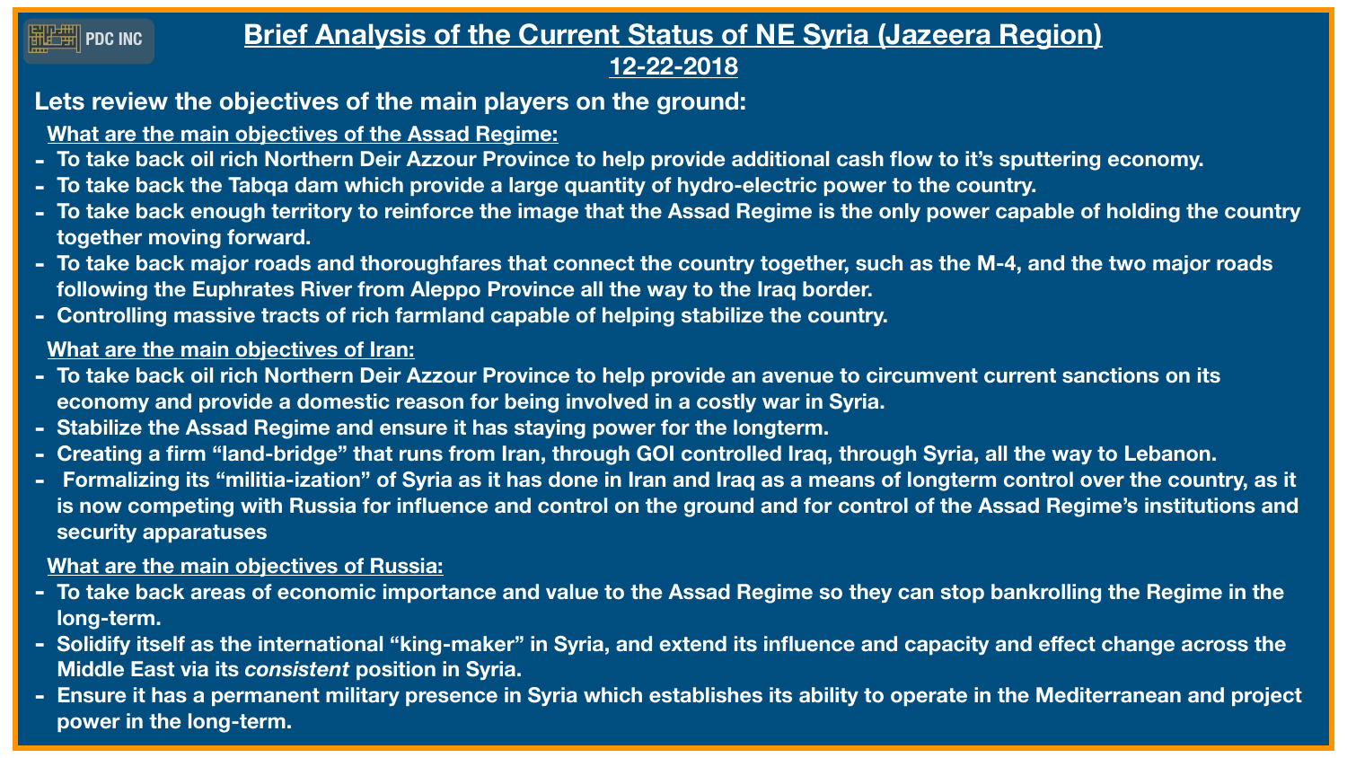# Brief Analysis of the Current Status of NE Syria (Jazeera Region)

**12-22-2018**

## Lets review the objectives of the main players on the ground:

### What are the main objectives of the Assad Regime:

- To take back oil rich Northern Deir Azzour Province to help provide additional cash flow to it's sputtering economy.
- To take back the Tabqa dam which provide a large quantity of hydro-electric power to the country.
- To take back enough territory to reinforce the image that the Assad Regime is the only power capable of holding the country together moving forward.
- To take back major roads and thoroughfares that connect the country together, such as the M-4, and the two major roads following the Euphrates River from Aleppo Province all the way to the Iraq border.
- Controlling massive tracts of rich farmland capable of helping stabilize the country.

### What are the main objectives of Iran:

- To take back oil rich Northern Deir Azzour Province to help provide an avenue to circumvent current sanctions on its economy and provide a domestic reason for being involved in a costly war in Syria.
- Stabilize the Assad Regime and ensure it has staying power for the longterm.
- Creating a firm "land-bridge" that runs from Iran, through GOI controlled Iraq, through Syria, all the way to Lebanon.
- Formalizing its "militia-ization" of Syria as it has done in Iran and Iraq as a means of longterm control over the country, as it is now competing with Russia for influence and control on the ground and for control of the Assad Regime's institutions and security apparatuses

### What are the main objectives of Russia:

- To take back areas of economic importance and value to the Assad Regime so they can stop bankrolling the Regime in the long-term.
- Solidify itself as the international "king-maker" in Syria, and extend its influence and capacity and effect change across the Middle East via its *consistent* position in Syria.
- Ensure it has a permanent military presence in Syria which establishes its ability to operate in the Mediterranean and project power in the long-term.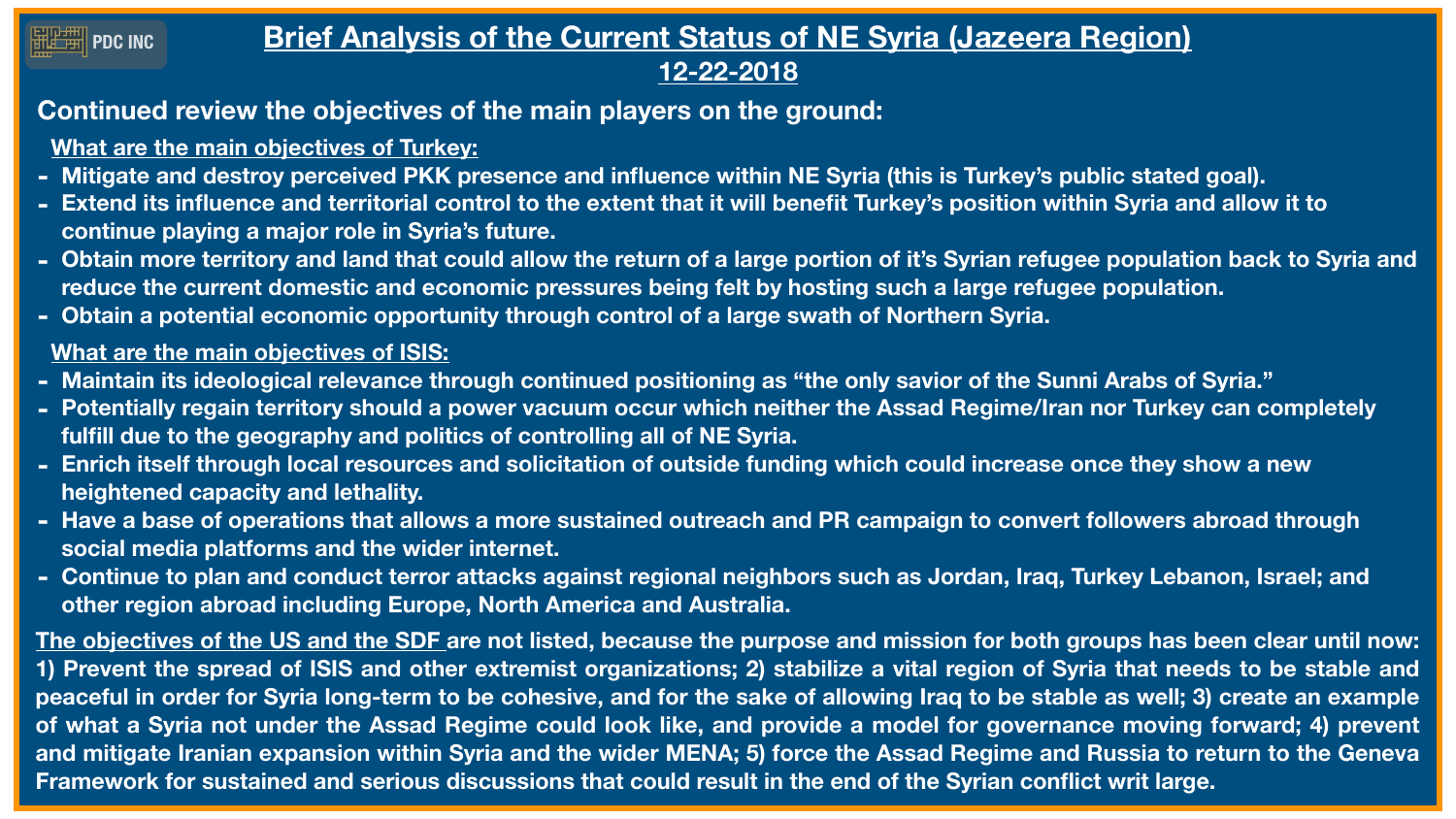# Brief Analysis of the Current Status of NE Syria (Jazeera Region)

## 12-22-2018

### Continued review the objectives of the main players on the ground:

**What are the main objectives of Turkey:**

- Mitigate and destroy perceived PKK presence and influence within NE Syria (this is Turkey's public stated goal).
- Extend its influence and territorial control to the extent that it will benefit Turkey's position within Syria and allow it to continue playing a major role in Syria's future.
- Obtain more territory and land that could allow the return of a large portion of it's Syrian refugee population back to Syria and reduce the current domestic and economic pressures being felt by hosting such a large refugee population.
- Obtain a potential economic opportunity through control of a large swath of Northern Syria.

**What are the main objectives of ISIS:**

- Maintain its ideological relevance through continued positioning as "the only savior of the Sunni Arabs of Syria."
- Potentially regain territory should a power vacuum occur which neither the Assad Regime/Iran nor Turkey can completely fulfill due to the geography and politics of controlling all of NE Syria.
- Enrich itself through local resources and solicitation of outside funding which could increase once they show a new heightened capacity and lethality.
- Have a base of operations that allows a more sustained outreach and PR campaign to convert followers abroad through social media platforms and the wider internet.
- Continue to plan and conduct terror attacks against regional neighbors such as Jordan, Iraq, Turkey Lebanon, Israel; and other region abroad including Europe, North America and Australia.

**The objectives of the US and the SDF** are not listed, because the purpose and mission for both groups has been clear until now: 1) Prevent the spread of ISIS and other extremist organizations; 2) stabilize a vital region of Syria that needs to be stable and peaceful in order for Syria long-term to be cohesive, and for the sake of allowing Iraq to be stable as well; 3) create an example of what a Syria not under the Assad Regime could look like, and provide a model for governance moving forward; 4) prevent and mitigate Iranian expansion within Syria and the wider MENA; 5) force the Assad Regime and Russia to return to the Geneva Framework for sustained and serious discussions that could result in the end of the Syrian conflict writ large.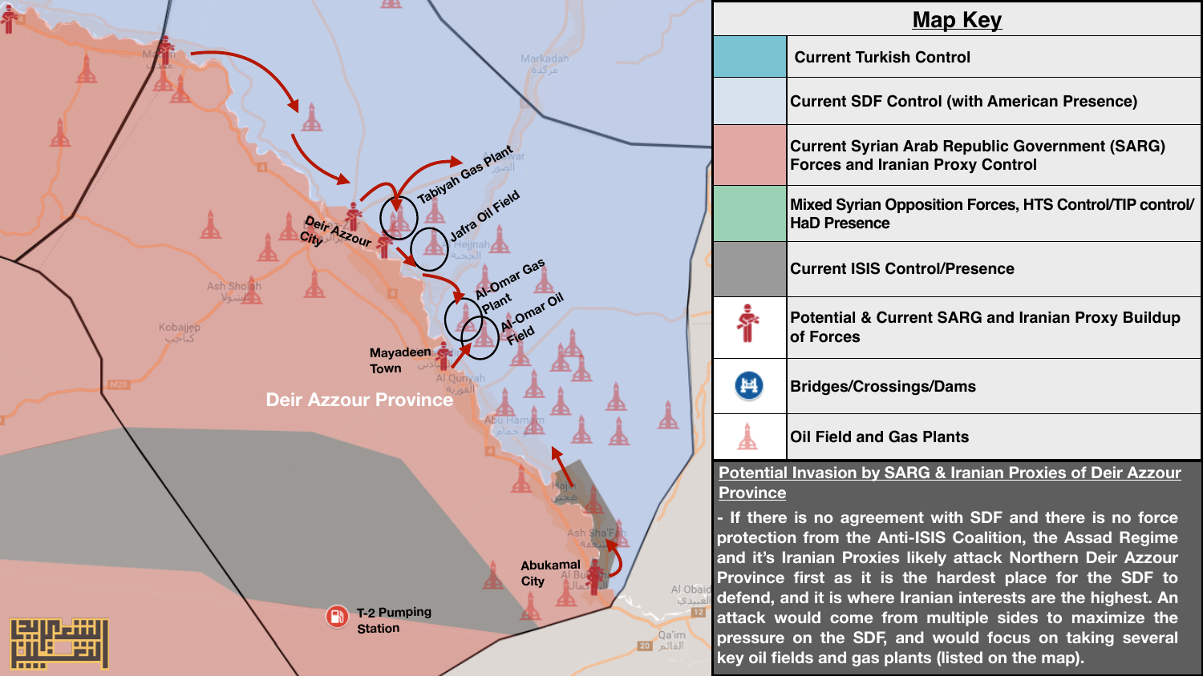## Map Key

| Color/Symbol | Meaning |
| --- | --- |
| (Teal) | Current Turkish Control |
| (Light blue) | Current SDF Control (with American Presence) |
| (Red/pink) | Current Syrian Arab Republic Government (SARG) Forces and Iranian Proxy Control |
| (Green) | Mixed Syrian Opposition Forces, HTS Control/TIP control/ HaD Presence |
| (Gray) | Current ISIS Control/Presence |
| (Soldier icon) | Potential & Current SARG and Iranian Proxy Buildup of Forces |
| (Bridge icon) | Bridges/Crossings/Dams |
| (Oil derrick icon) | Oil Field and Gas Plants |

**Potential Invasion by SARG & Iranian Proxies of Deir Azzour Province**

- If there is no agreement with SDF and there is no force protection from the Anti-ISIS Coalition, the Assad Regime and it's Iranian Proxies likely attack Northern Deir Azzour Province first as it is the hardest place for the SDF to defend, and it is where Iranian interests are the highest. An attack would come from multiple sides to maximize the pressure on the SDF, and would focus on taking several key oil fields and gas plants (listed on the map).

Map labels: Deir Azzour Province; Deir Azzour City; Tabiyah Gas Plant; Jafra Oil Field; Al-Omar Gas Plant; Al-Omar Oil Field; Mayadeen Town; Abukamal City; T-2 Pumping Station; Markadah مركدة; Hejjnah الحجنة; Ash Sholah الشولة; Kobajjep كباجب; Al Quriyah القورية; Abu Hamam أبو حمام; Hajin هجين; Ash Sha'Fah الشعفة; Al Bu Kamal البوكمال; Al Obaidi العبيدي; Qa'im القائم; M20; 4; 12; 20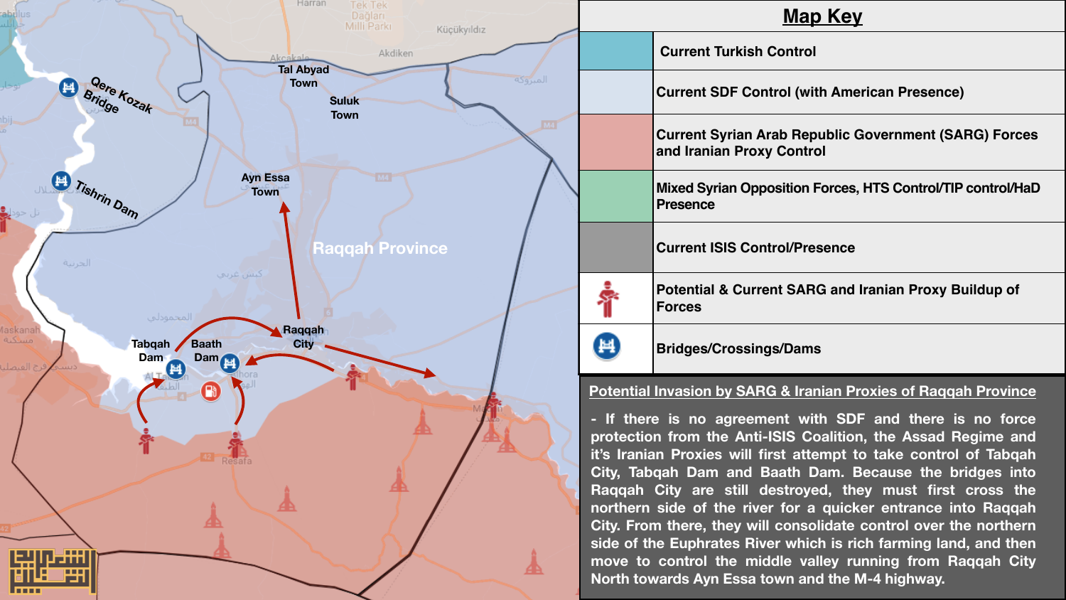Raqqah Province

Qere Kozak Bridge

Tishrin Dam

Tal Abyad Town

Suluk Town

Ayn Essa Town

Raqqah City

Tabqah Dam

Baath Dam

## Map Key

| Symbol | Meaning |
| --- | --- |
| Turquoise | Current Turkish Control |
| Light blue | Current SDF Control (with American Presence) |
| Red | Current Syrian Arab Republic Government (SARG) Forces and Iranian Proxy Control |
| Green | Mixed Syrian Opposition Forces, HTS Control/TIP control/HaD Presence |
| Grey | Current ISIS Control/Presence |
| Soldier icon | Potential & Current SARG and Iranian Proxy Buildup of Forces |
| Bridge icon | Bridges/Crossings/Dams |

## Potential Invasion by SARG & Iranian Proxies of Raqqah Province

- If there is no agreement with SDF and there is no force protection from the Anti-ISIS Coalition, the Assad Regime and it's Iranian Proxies will first attempt to take control of Tabqah City, Tabqah Dam and Baath Dam. Because the bridges into Raqqah City are still destroyed, they must first cross the northern side of the river for a quicker entrance into Raqqah City. From there, they will consolidate control over the northern side of the Euphrates River which is rich farming land, and then move to control the middle valley running from Raqqah City North towards Ayn Essa town and the M-4 highway.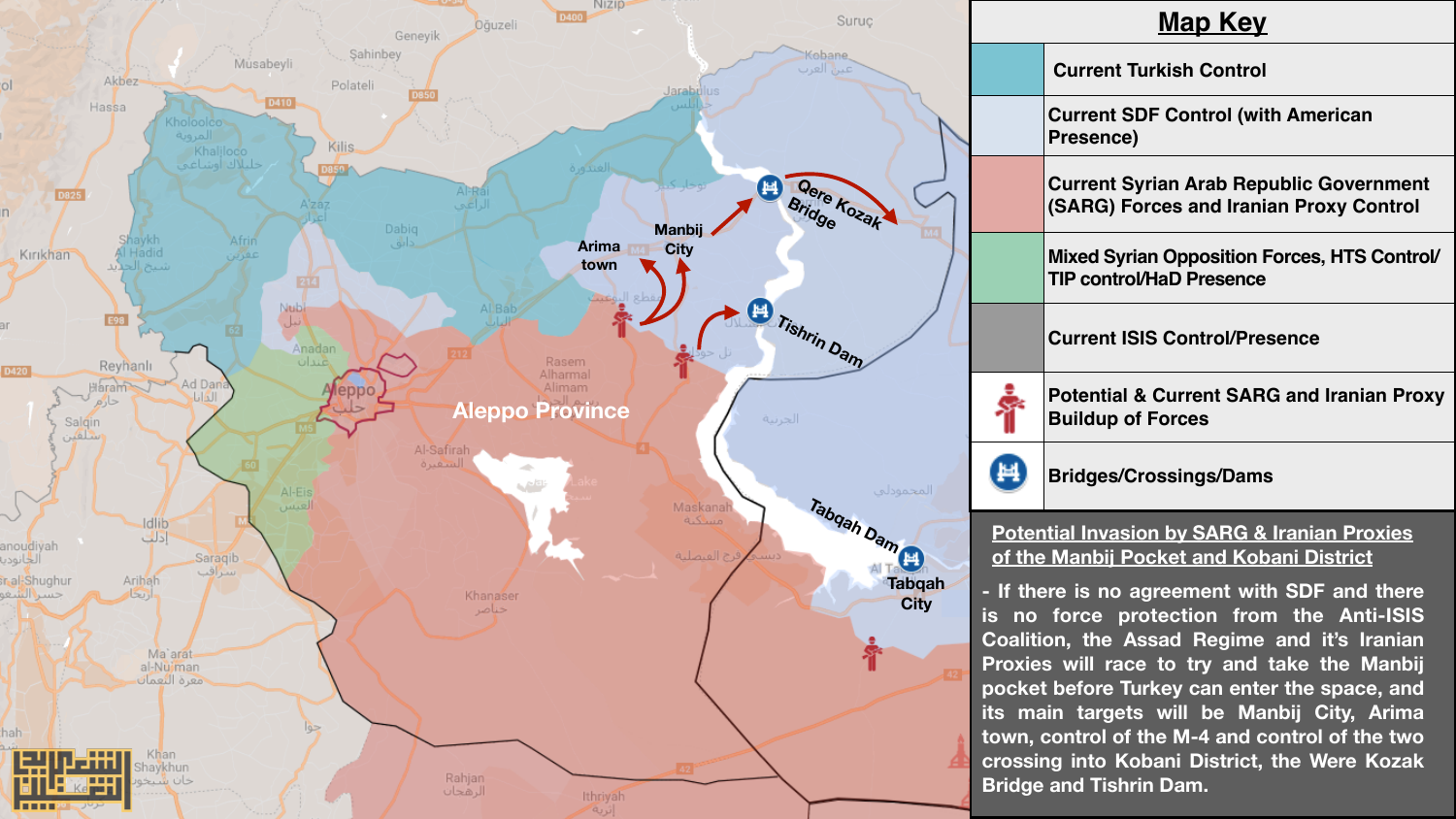## Map Key

| | |
|---|---|
| | Current Turkish Control |
| | Current SDF Control (with American Presence) |
| | Current Syrian Arab Republic Government (SARG) Forces and Iranian Proxy Control |
| | Mixed Syrian Opposition Forces, HTS Control/ TIP control/HaD Presence |
| | Current ISIS Control/Presence |
| | Potential & Current SARG and Iranian Proxy Buildup of Forces |
| | Bridges/Crossings/Dams |

Aleppo Province

Arima town

Manbij City

Qere Kozak Bridge

Tishrin Dam

Tabqah Dam

Tabqah City

### Potential Invasion by SARG & Iranian Proxies of the Manbij Pocket and Kobani District

- If there is no agreement with SDF and there is no force protection from the Anti-ISIS Coalition, the Assad Regime and it's Iranian Proxies will race to try and take the Manbij pocket before Turkey can enter the space, and its main targets will be Manbij City, Arima town, control of the M-4 and control of the two crossing into Kobani District, the Were Kozak Bridge and Tishrin Dam.